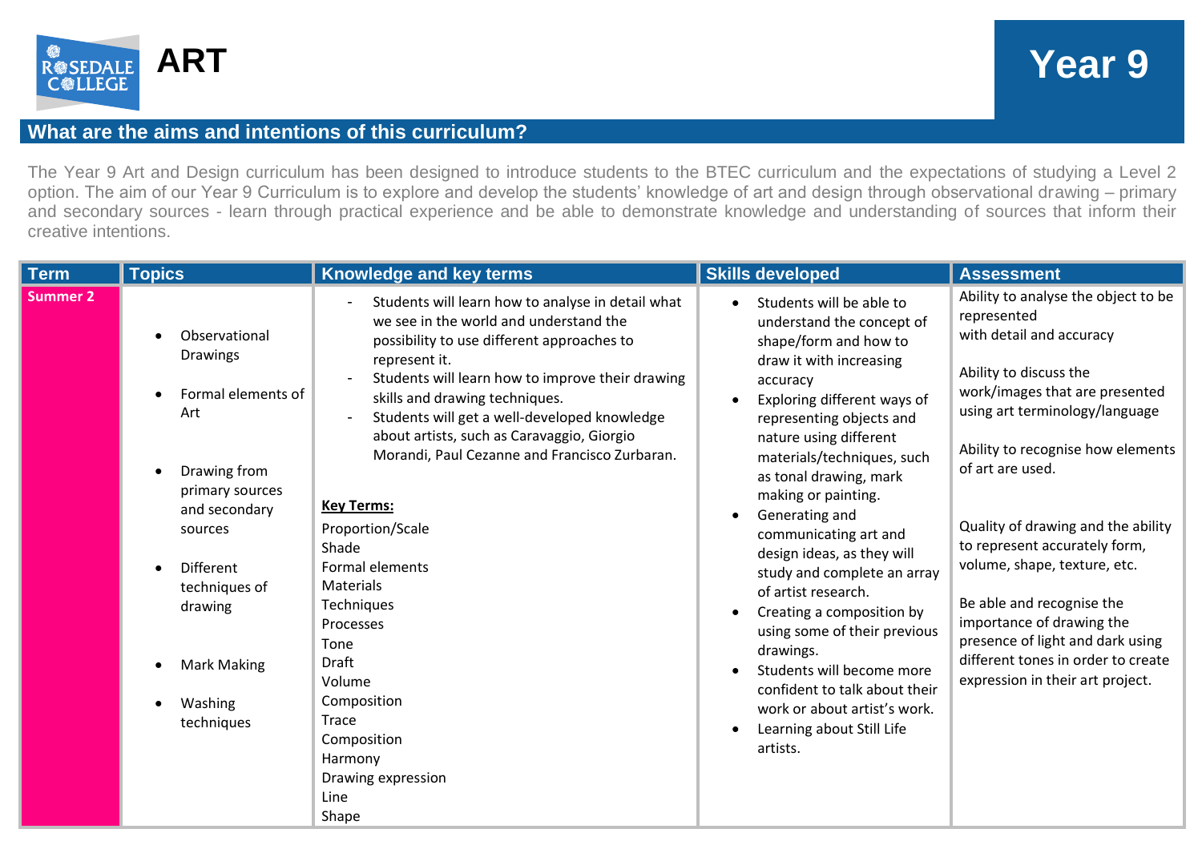# ART

## Year 9

## What are the aims and intentions of this curriculum?

The Year 9 Art and Design curriculum has been designed to introduce students to the BTEC curriculum and the expectations of studying a Level 2 option. The aim of our Year 9 Curriculum is to explore and develop the students' knowledge of art and design through observational drawing – primary and secondary sources - learn through practical experience and be able to demonstrate knowledge and understanding of sources that inform their creative intentions.

| Term | Topics | Knowledge and key terms | Skills developed | Assessment |
|---|---|---|---|---|
| **Summer 2** | • Observational Drawings<br>• Formal elements of Art<br>• Drawing from primary sources and secondary sources<br>• Different techniques of drawing<br>• Mark Making<br>• Washing techniques | - Students will learn how to analyse in detail what we see in the world and understand the possibility to use different approaches to represent it.<br>- Students will learn how to improve their drawing skills and drawing techniques.<br>- Students will get a well-developed knowledge about artists, such as Caravaggio, Giorgio Morandi, Paul Cezanne and Francisco Zurbaran.<br><br>**Key Terms:**<br>Proportion/Scale<br>Shade<br>Formal elements<br>Materials<br>Techniques<br>Processes<br>Tone<br>Draft<br>Volume<br>Composition<br>Trace<br>Composition<br>Harmony<br>Drawing expression<br>Line<br>Shape | • Students will be able to understand the concept of shape/form and how to draw it with increasing accuracy<br>• Exploring different ways of representing objects and nature using different materials/techniques, such as tonal drawing, mark making or painting.<br>• Generating and communicating art and design ideas, as they will study and complete an array of artist research.<br>• Creating a composition by using some of their previous drawings.<br>• Students will become more confident to talk about their work or about artist's work.<br>• Learning about Still Life artists. | Ability to analyse the object to be represented with detail and accuracy<br><br>Ability to discuss the work/images that are presented using art terminology/language<br><br>Ability to recognise how elements of art are used.<br><br>Quality of drawing and the ability to represent accurately form, volume, shape, texture, etc.<br><br>Be able and recognise the importance of drawing the presence of light and dark using different tones in order to create expression in their art project. |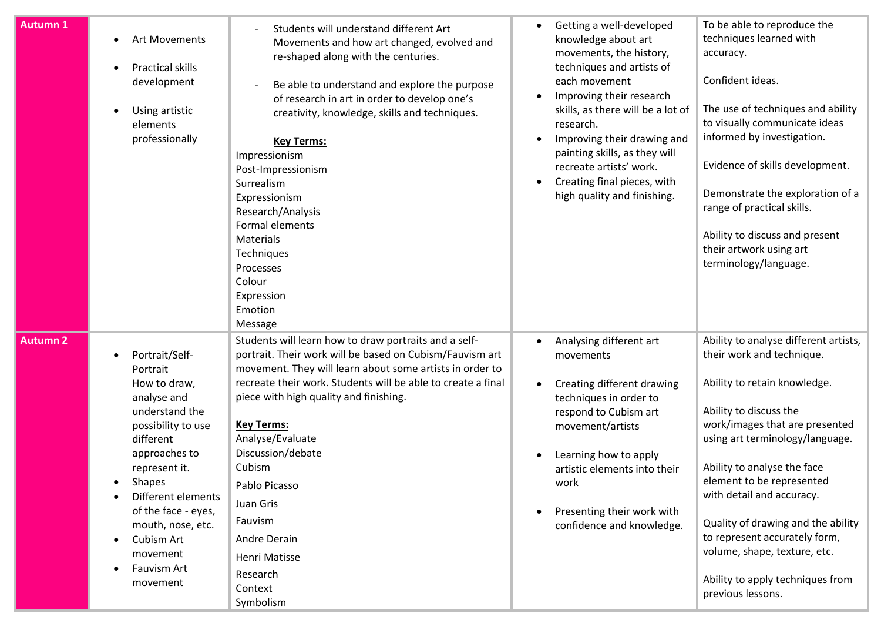| | | | | |
|---|---|---|---|---|
| **Autumn 1** | • Art Movements<br><br>• Practical skills development<br><br>• Using artistic elements professionally | - Students will understand different Art Movements and how art changed, evolved and re-shaped along with the centuries.<br><br>- Be able to understand and explore the purpose of research in art in order to develop one's creativity, knowledge, skills and techniques.<br><br>**Key Terms:**<br>Impressionism<br>Post-Impressionism<br>Surrealism<br>Expressionism<br>Research/Analysis<br>Formal elements<br>Materials<br>Techniques<br>Processes<br>Colour<br>Expression<br>Emotion<br>Message | • Getting a well-developed knowledge about art movements, the history, techniques and artists of each movement<br>• Improving their research skills, as there will be a lot of research.<br>• Improving their drawing and painting skills, as they will recreate artists' work.<br>• Creating final pieces, with high quality and finishing. | To be able to reproduce the techniques learned with accuracy.<br><br>Confident ideas.<br><br>The use of techniques and ability to visually communicate ideas informed by investigation.<br><br>Evidence of skills development.<br><br>Demonstrate the exploration of a range of practical skills.<br><br>Ability to discuss and present their artwork using art terminology/language. |
| **Autumn 2** | • Portrait/Self-Portrait How to draw, analyse and understand the possibility to use different approaches to represent it.<br>• Shapes<br>• Different elements of the face - eyes, mouth, nose, etc.<br>• Cubism Art movement<br>• Fauvism Art movement | Students will learn how to draw portraits and a self-portrait. Their work will be based on Cubism/Fauvism art movement. They will learn about some artists in order to recreate their work. Students will be able to create a final piece with high quality and finishing.<br><br>**Key Terms:**<br>Analyse/Evaluate<br>Discussion/debate<br>Cubism<br>Pablo Picasso<br>Juan Gris<br>Fauvism<br>Andre Derain<br>Henri Matisse<br>Research<br>Context<br>Symbolism | • Analysing different art movements<br><br>• Creating different drawing techniques in order to respond to Cubism art movement/artists<br><br>• Learning how to apply artistic elements into their work<br><br>• Presenting their work with confidence and knowledge. | Ability to analyse different artists, their work and technique.<br><br>Ability to retain knowledge.<br><br>Ability to discuss the work/images that are presented using art terminology/language.<br><br>Ability to analyse the face element to be represented with detail and accuracy.<br><br>Quality of drawing and the ability to represent accurately form, volume, shape, texture, etc.<br><br>Ability to apply techniques from previous lessons. |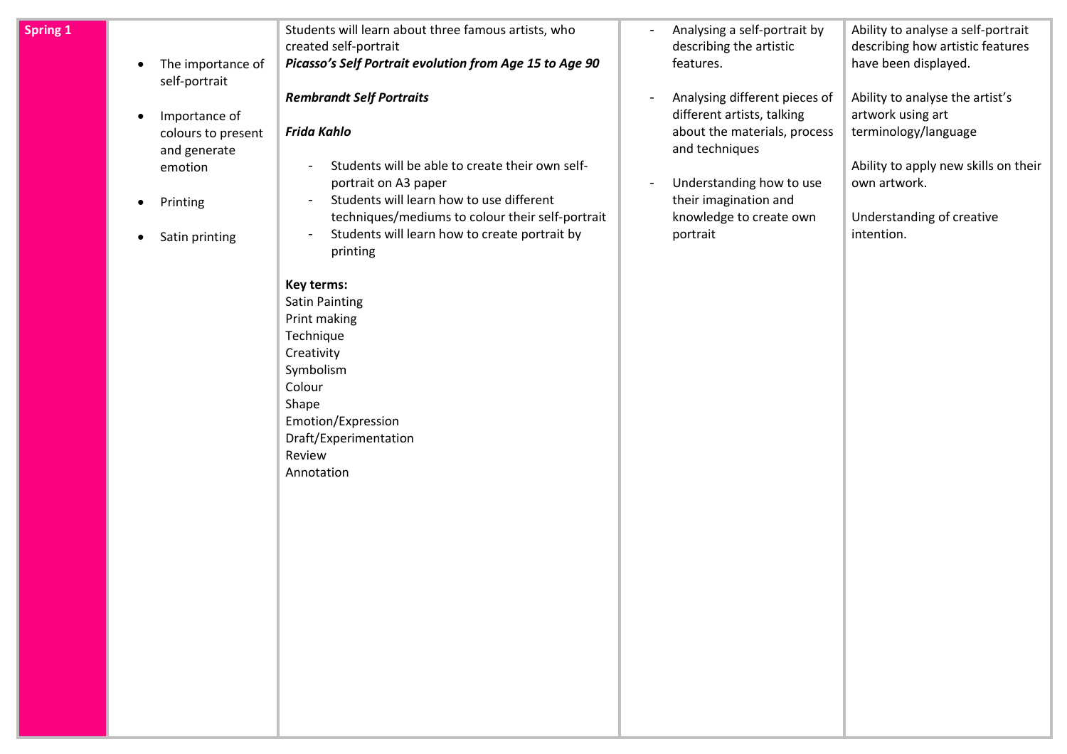| Spring 1 | • The importance of self-portrait<br><br>• Importance of colours to present and generate emotion<br><br>• Printing<br><br>• Satin printing | Students will learn about three famous artists, who created self-portrait<br>***Picasso's Self Portrait evolution from Age 15 to Age 90***<br><br>***Rembrandt Self Portraits***<br><br>***Frida Kahlo***<br><br>- Students will be able to create their own self-portrait on A3 paper<br>- Students will learn how to use different techniques/mediums to colour their self-portrait<br>- Students will learn how to create portrait by printing<br><br>**Key terms:**<br>Satin Painting<br>Print making<br>Technique<br>Creativity<br>Symbolism<br>Colour<br>Shape<br>Emotion/Expression<br>Draft/Experimentation<br>Review<br>Annotation | - Analysing a self-portrait by describing the artistic features.<br><br>- Analysing different pieces of different artists, talking about the materials, process and techniques<br><br>- Understanding how to use their imagination and knowledge to create own portrait | Ability to analyse a self-portrait describing how artistic features have been displayed.<br><br>Ability to analyse the artist's artwork using art terminology/language<br><br>Ability to apply new skills on their own artwork.<br><br>Understanding of creative intention. |
|---|---|---|---|---|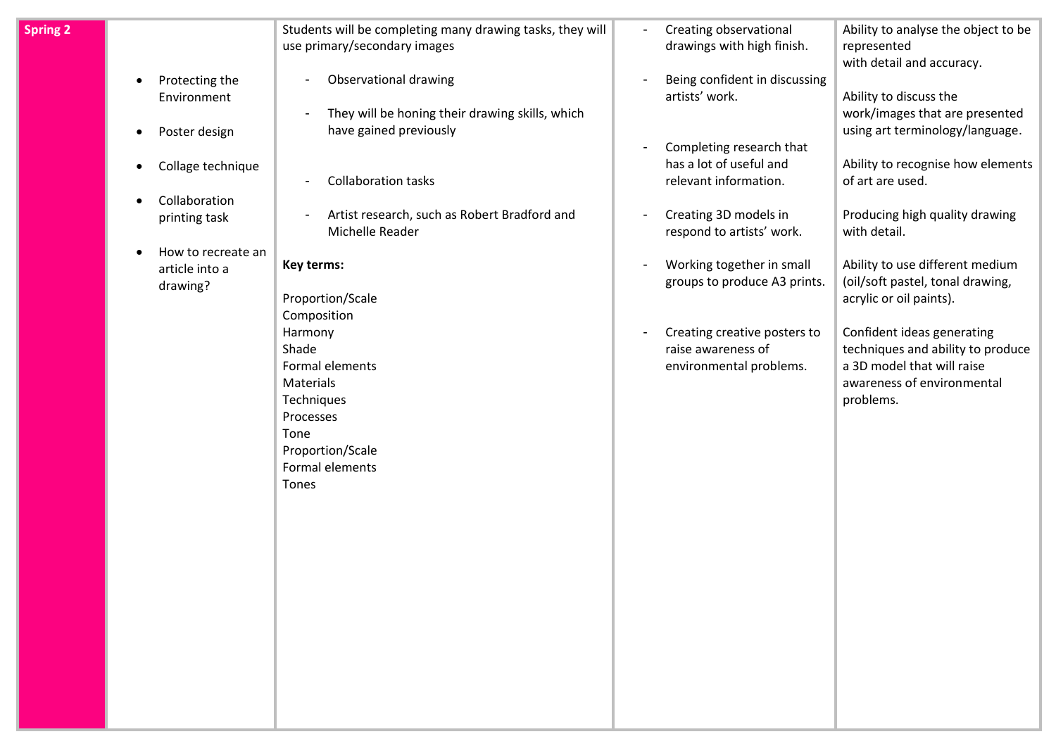| Spring 2 | <ul><li>Protecting the Environment</li><li>Poster design</li><li>Collage technique</li><li>Collaboration printing task</li><li>How to recreate an article into a drawing?</li></ul> | Students will be completing many drawing tasks, they will use primary/secondary images<br><br>- Observational drawing<br>- They will be honing their drawing skills, which have gained previously<br>- Collaboration tasks<br>- Artist research, such as Robert Bradford and Michelle Reader<br><br>**Key terms:**<br><br>Proportion/Scale<br>Composition<br>Harmony<br>Shade<br>Formal elements<br>Materials<br>Techniques<br>Processes<br>Tone<br>Proportion/Scale<br>Formal elements<br>Tones | - Creating observational drawings with high finish.<br>- Being confident in discussing artists' work.<br>- Completing research that has a lot of useful and relevant information.<br>- Creating 3D models in respond to artists' work.<br>- Working together in small groups to produce A3 prints.<br>- Creating creative posters to raise awareness of environmental problems. | Ability to analyse the object to be represented with detail and accuracy.<br><br>Ability to discuss the work/images that are presented using art terminology/language.<br><br>Ability to recognise how elements of art are used.<br><br>Producing high quality drawing with detail.<br><br>Ability to use different medium (oil/soft pastel, tonal drawing, acrylic or oil paints).<br><br>Confident ideas generating techniques and ability to produce a 3D model that will raise awareness of environmental problems. |
|---|---|---|---|---|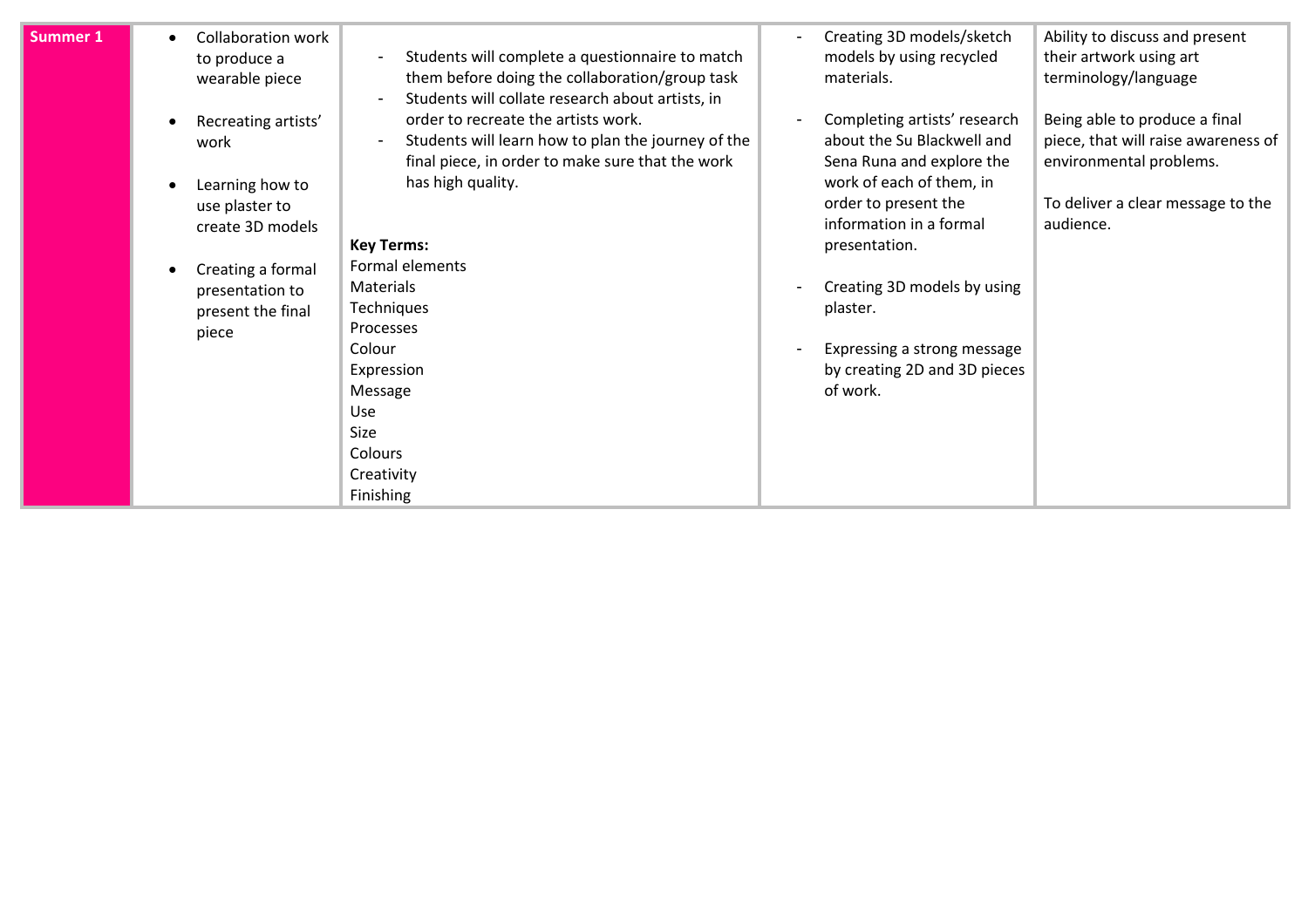| | | | | |
|---|---|---|---|---|
| **Summer 1** | • Collaboration work to produce a wearable piece<br><br>• Recreating artists' work<br><br>• Learning how to use plaster to create 3D models<br><br>• Creating a formal presentation to present the final piece | - Students will complete a questionnaire to match them before doing the collaboration/group task<br>- Students will collate research about artists, in order to recreate the artists work.<br>- Students will learn how to plan the journey of the final piece, in order to make sure that the work has high quality.<br><br>**Key Terms:**<br>Formal elements<br>Materials<br>Techniques<br>Processes<br>Colour<br>Expression<br>Message<br>Use<br>Size<br>Colours<br>Creativity<br>Finishing | - Creating 3D models/sketch models by using recycled materials.<br><br>- Completing artists' research about the Su Blackwell and Sena Runa and explore the work of each of them, in order to present the information in a formal presentation.<br><br>- Creating 3D models by using plaster.<br><br>- Expressing a strong message by creating 2D and 3D pieces of work. | Ability to discuss and present their artwork using art terminology/language<br><br>Being able to produce a final piece, that will raise awareness of environmental problems.<br><br>To deliver a clear message to the audience. |